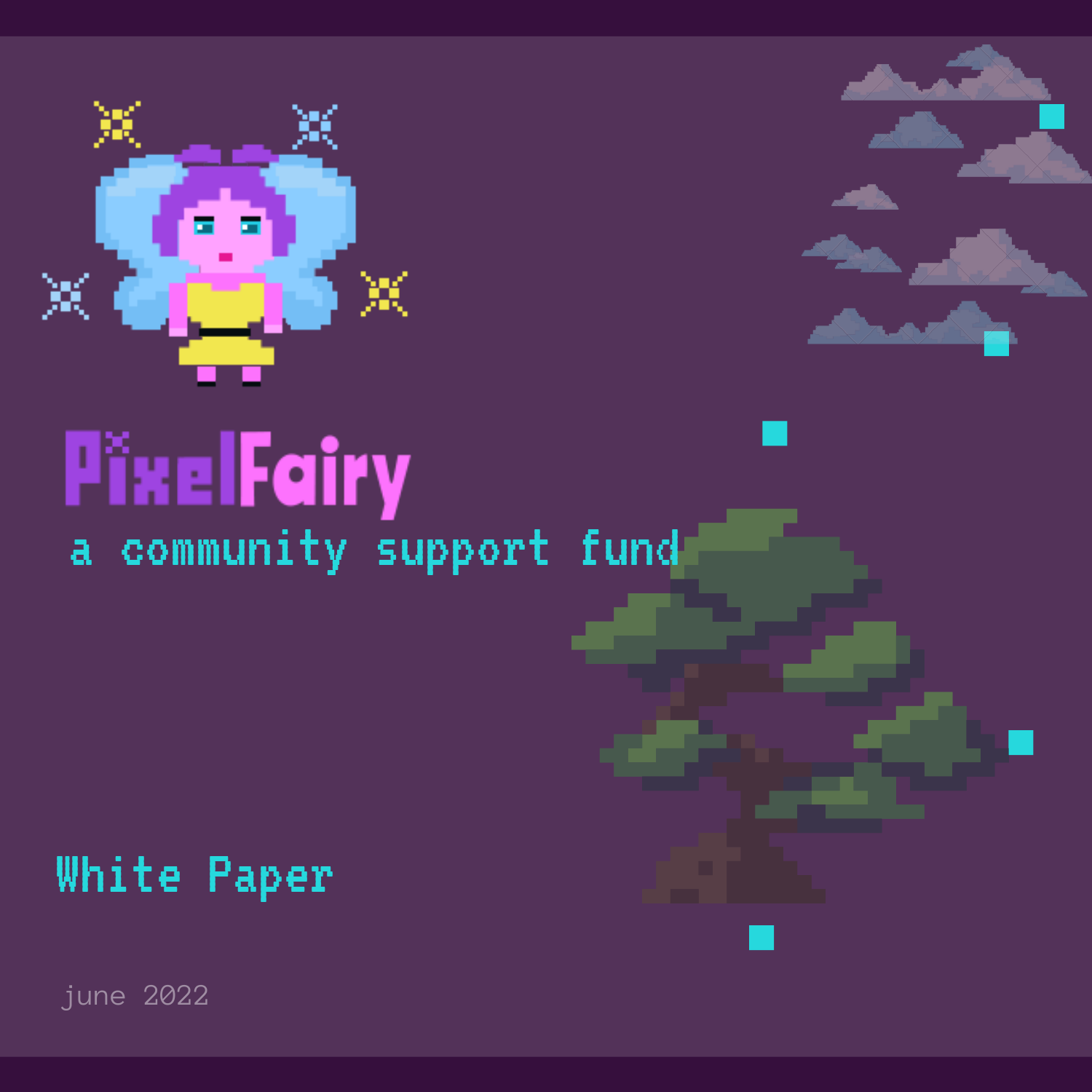# PixelFairy

## a community support fund

## White Paper

june 2022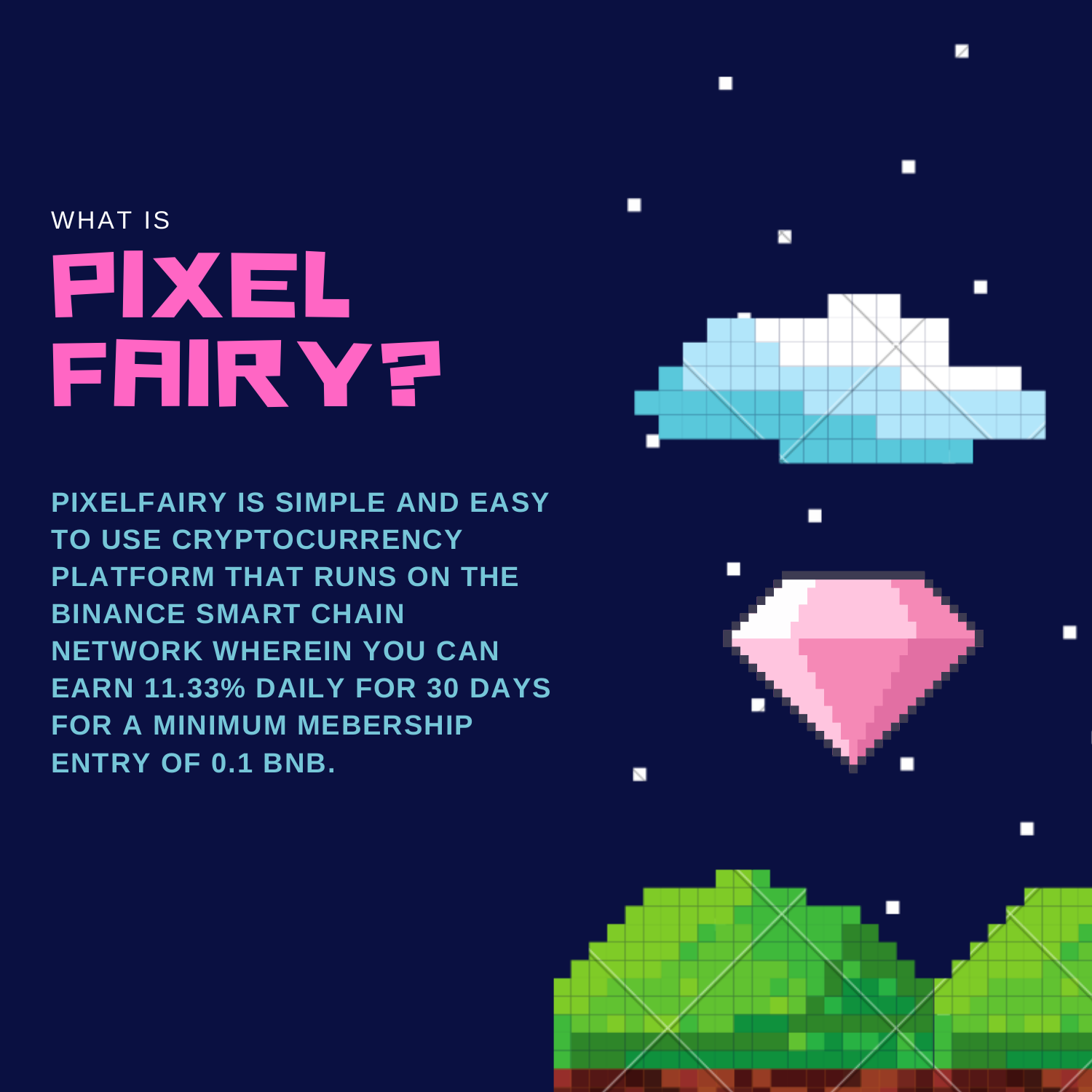WHAT IS

# PIXEL FAIRY?

PIXELFAIRY IS SIMPLE AND EASY TO USE CRYPTOCURRENCY PLATFORM THAT RUNS ON THE BINANCE SMART CHAIN NETWORK WHEREIN YOU CAN EARN 11.33% DAILY FOR 30 DAYS FOR A MINIMUM MEBERSHIP ENTRY OF 0.1 BNB.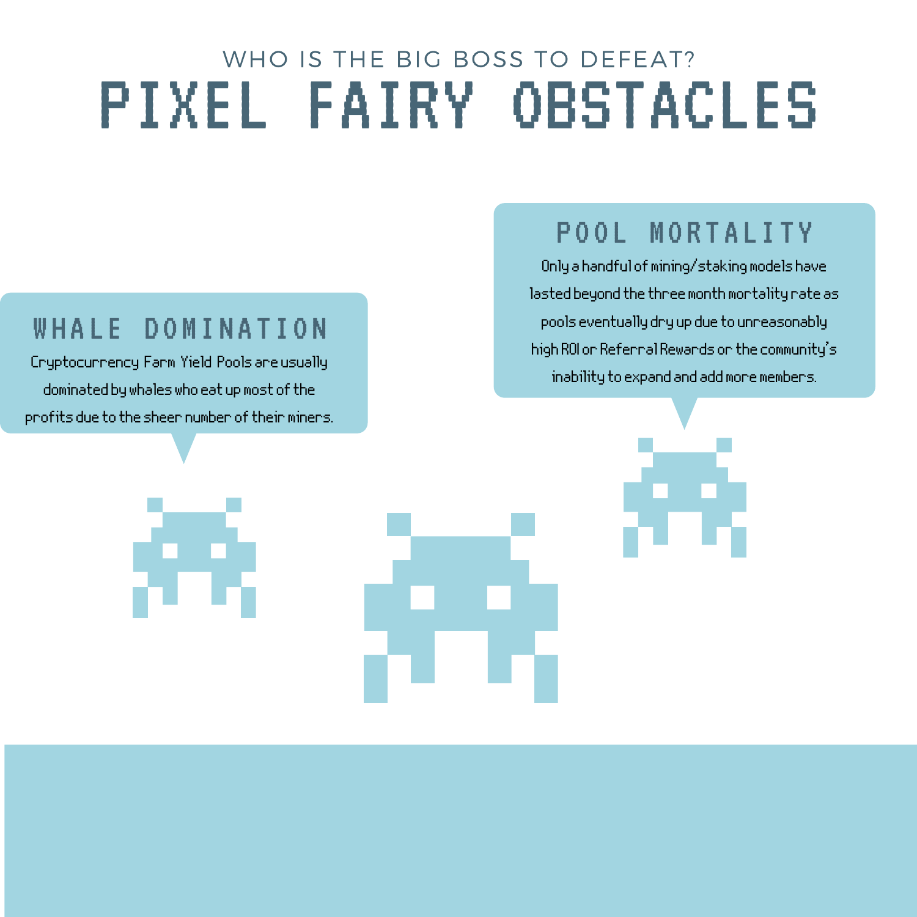WHO IS THE BIG BOSS TO DEFEAT?

# PIXEL FAIRY OBSTACLES

## WHALE DOMINATION

Cryptocurrency Farm Yield Pools are usually dominated by whales who eat up most of the profits due to the sheer number of their miners.

## POOL MORTALITY

Only a handful of mining/staking models have lasted beyond the three month mortality rate as pools eventually dry up due to unreasonably high ROI or Referral Rewards or the community's inability to expand and add more members.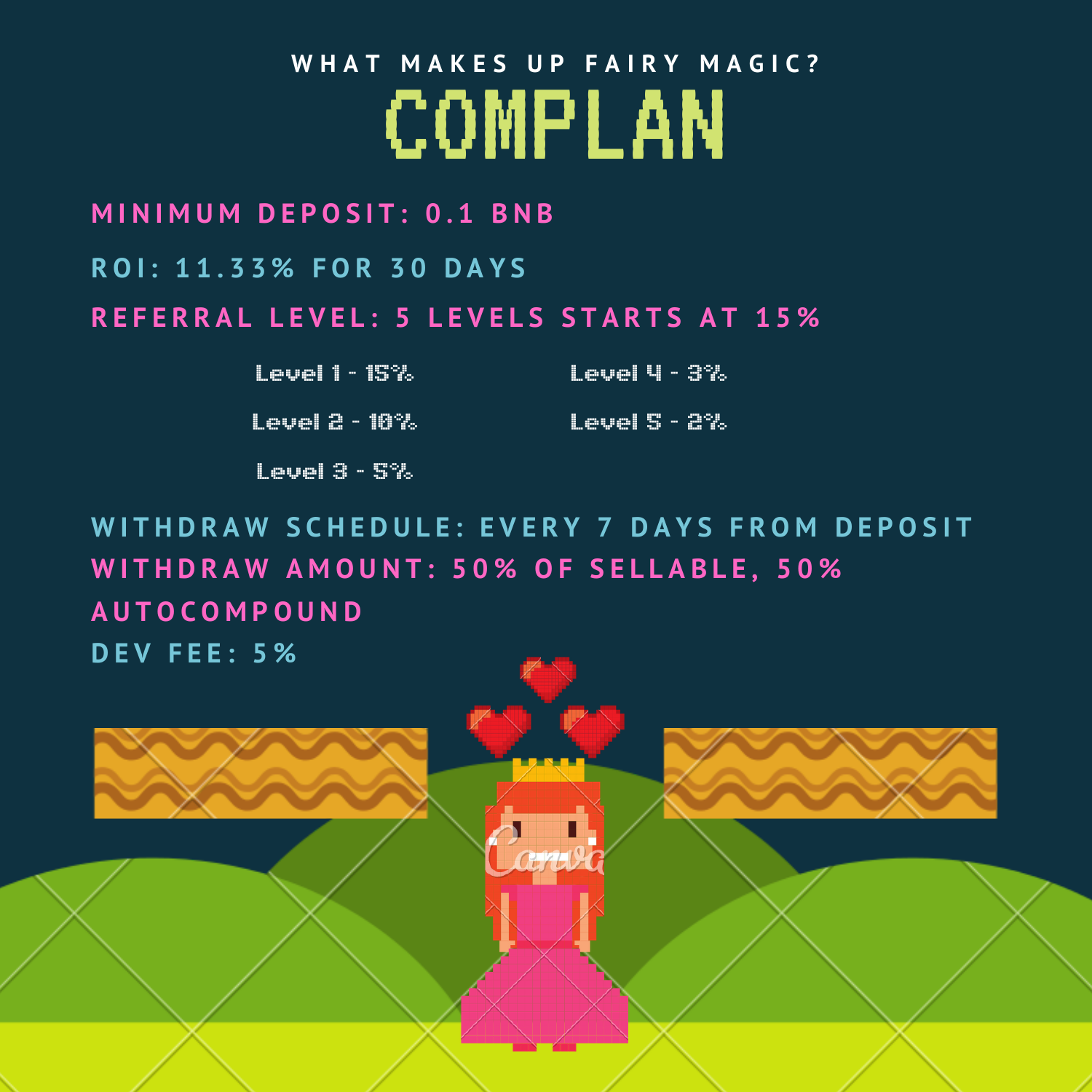WHAT MAKES UP FAIRY MAGIC?

# COMPLAN

**MINIMUM DEPOSIT: 0.1 BNB**

**ROI: 11.33% FOR 30 DAYS**

**REFERRAL LEVEL: 5 LEVELS STARTS AT 15%**

- Level 1 - 15%
- Level 2 - 10%
- Level 3 - 5%
- Level 4 - 3%
- Level 5 - 2%

**WITHDRAW SCHEDULE: EVERY 7 DAYS FROM DEPOSIT**

**WITHDRAW AMOUNT: 50% OF SELLABLE, 50% AUTOCOMPOUND**

**DEV FEE: 5%**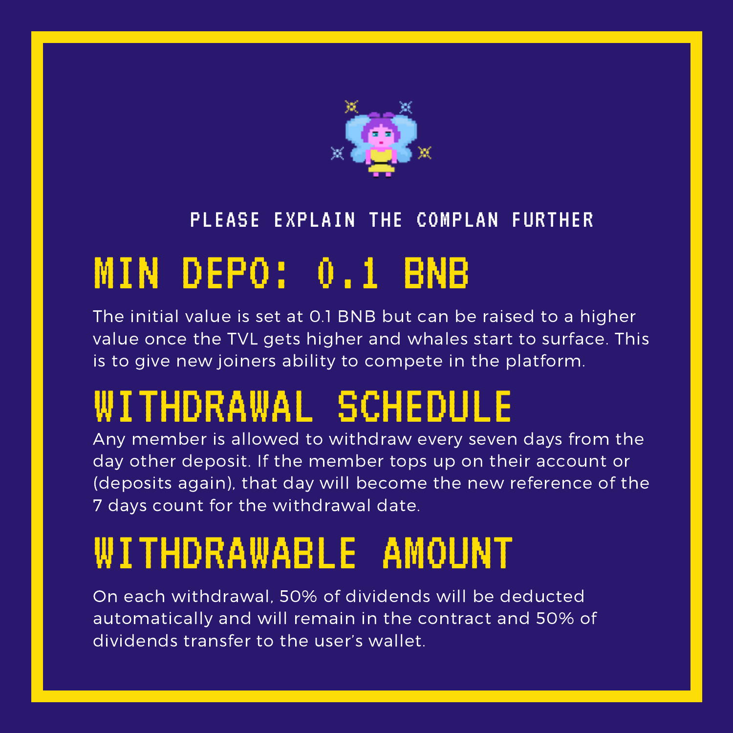PLEASE EXPLAIN THE COMPLAN FURTHER

# MIN DEPO: 0.1 BNB

The initial value is set at 0.1 BNB but can be raised to a higher value once the TVL gets higher and whales start to surface. This is to give new joiners ability to compete in the platform.

# WITHDRAWAL SCHEDULE

Any member is allowed to withdraw every seven days from the day other deposit. If the member tops up on their account or (deposits again), that day will become the new reference of the 7 days count for the withdrawal date.

# WITHDRAWABLE AMOUNT

On each withdrawal, 50% of dividends will be deducted automatically and will remain in the contract and 50% of dividends transfer to the user's wallet.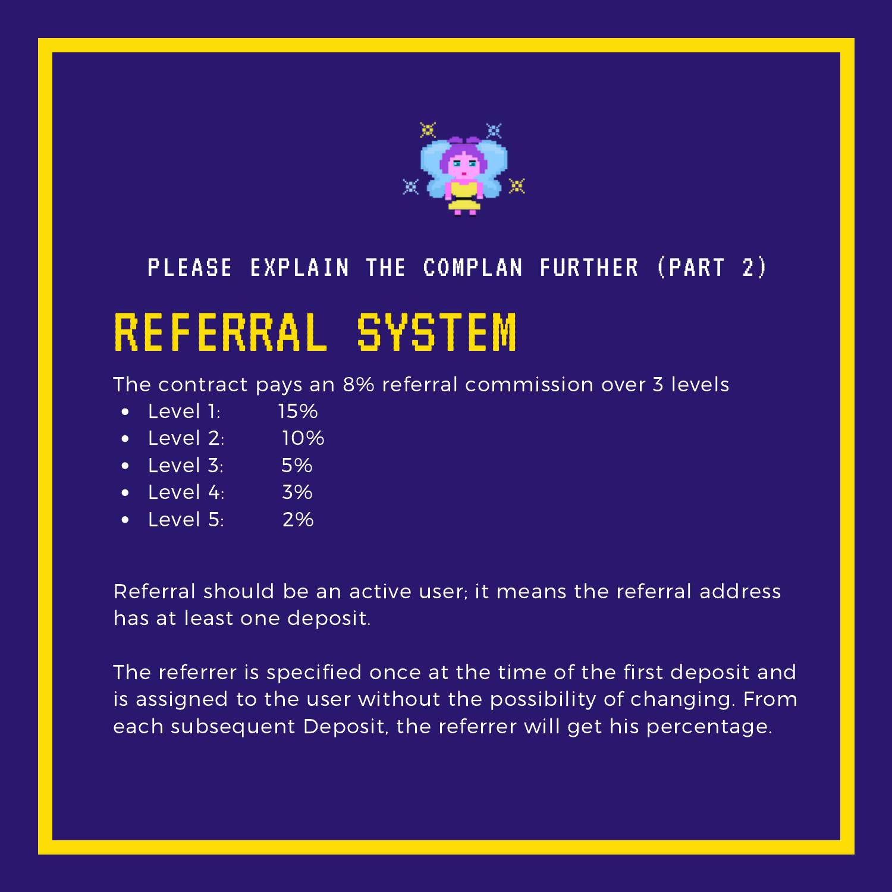PLEASE EXPLAIN THE COMPLAN FURTHER (PART 2)

# REFERRAL SYSTEM

The contract pays an 8% referral commission over 3 levels

- Level 1: 15%
- Level 2: 10%
- Level 3: 5%
- Level 4: 3%
- Level 5: 2%

Referral should be an active user; it means the referral address has at least one deposit.

The referrer is specified once at the time of the first deposit and is assigned to the user without the possibility of changing. From each subsequent Deposit, the referrer will get his percentage.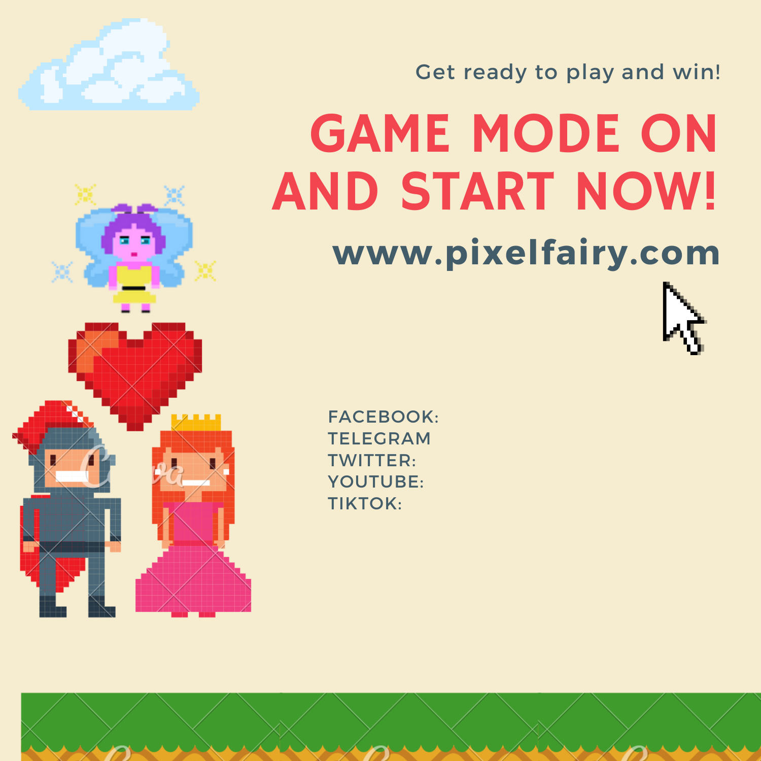Get ready to play and win!

# GAME MODE ON AND START NOW!

**www.pixelfairy.com**

FACEBOOK:
TELEGRAM
TWITTER:
YOUTUBE:
TIKTOK: